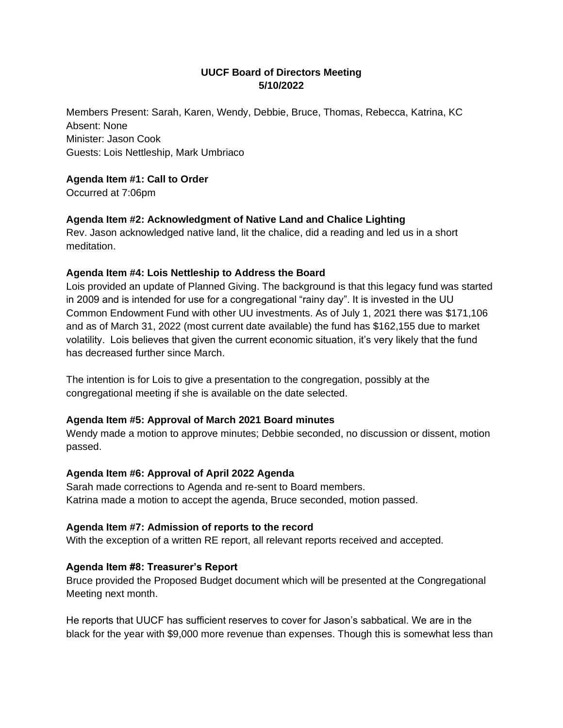**UUCF Board of Directors Meeting**
**5/10/2022**

Members Present: Sarah, Karen, Wendy, Debbie, Bruce, Thomas, Rebecca, Katrina, KC
Absent: None
Minister: Jason Cook
Guests: Lois Nettleship, Mark Umbriaco

**Agenda Item #1: Call to Order**
Occurred at 7:06pm

**Agenda Item #2: Acknowledgment of Native Land and Chalice Lighting**
Rev. Jason acknowledged native land, lit the chalice, did a reading and led us in a short meditation.

**Agenda Item #4: Lois Nettleship to Address the Board**
Lois provided an update of Planned Giving. The background is that this legacy fund was started in 2009 and is intended for use for a congregational "rainy day". It is invested in the UU Common Endowment Fund with other UU investments. As of July 1, 2021 there was $171,106 and as of March 31, 2022 (most current date available) the fund has $162,155 due to market volatility. Lois believes that given the current economic situation, it's very likely that the fund has decreased further since March.

The intention is for Lois to give a presentation to the congregation, possibly at the congregational meeting if she is available on the date selected.

**Agenda Item #5: Approval of March 2021 Board minutes**
Wendy made a motion to approve minutes; Debbie seconded, no discussion or dissent, motion passed.

**Agenda Item #6: Approval of April 2022 Agenda**
Sarah made corrections to Agenda and re-sent to Board members.
Katrina made a motion to accept the agenda, Bruce seconded, motion passed.

**Agenda Item #7: Admission of reports to the record**
With the exception of a written RE report, all relevant reports received and accepted.

**Agenda Item #8: Treasurer's Report**
Bruce provided the Proposed Budget document which will be presented at the Congregational Meeting next month.

He reports that UUCF has sufficient reserves to cover for Jason's sabbatical. We are in the black for the year with $9,000 more revenue than expenses. Though this is somewhat less than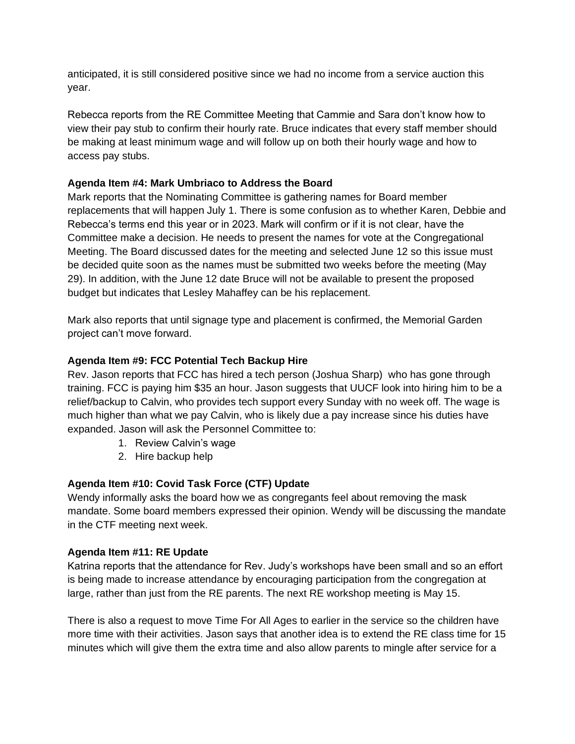anticipated, it is still considered positive since we had no income from a service auction this year.

Rebecca reports from the RE Committee Meeting that Cammie and Sara don't know how to view their pay stub to confirm their hourly rate. Bruce indicates that every staff member should be making at least minimum wage and will follow up on both their hourly wage and how to access pay stubs.

**Agenda Item #4: Mark Umbriaco to Address the Board**
Mark reports that the Nominating Committee is gathering names for Board member replacements that will happen July 1. There is some confusion as to whether Karen, Debbie and Rebecca's terms end this year or in 2023. Mark will confirm or if it is not clear, have the Committee make a decision. He needs to present the names for vote at the Congregational Meeting. The Board discussed dates for the meeting and selected June 12 so this issue must be decided quite soon as the names must be submitted two weeks before the meeting (May 29). In addition, with the June 12 date Bruce will not be available to present the proposed budget but indicates that Lesley Mahaffey can be his replacement.

Mark also reports that until signage type and placement is confirmed, the Memorial Garden project can't move forward.

**Agenda Item #9: FCC Potential Tech Backup Hire**
Rev. Jason reports that FCC has hired a tech person (Joshua Sharp) who has gone through training. FCC is paying him $35 an hour. Jason suggests that UUCF look into hiring him to be a relief/backup to Calvin, who provides tech support every Sunday with no week off. The wage is much higher than what we pay Calvin, who is likely due a pay increase since his duties have expanded. Jason will ask the Personnel Committee to:

1. Review Calvin's wage
2. Hire backup help

**Agenda Item #10: Covid Task Force (CTF) Update**
Wendy informally asks the board how we as congregants feel about removing the mask mandate. Some board members expressed their opinion. Wendy will be discussing the mandate in the CTF meeting next week.

**Agenda Item #11: RE Update**
Katrina reports that the attendance for Rev. Judy's workshops have been small and so an effort is being made to increase attendance by encouraging participation from the congregation at large, rather than just from the RE parents. The next RE workshop meeting is May 15.

There is also a request to move Time For All Ages to earlier in the service so the children have more time with their activities. Jason says that another idea is to extend the RE class time for 15 minutes which will give them the extra time and also allow parents to mingle after service for a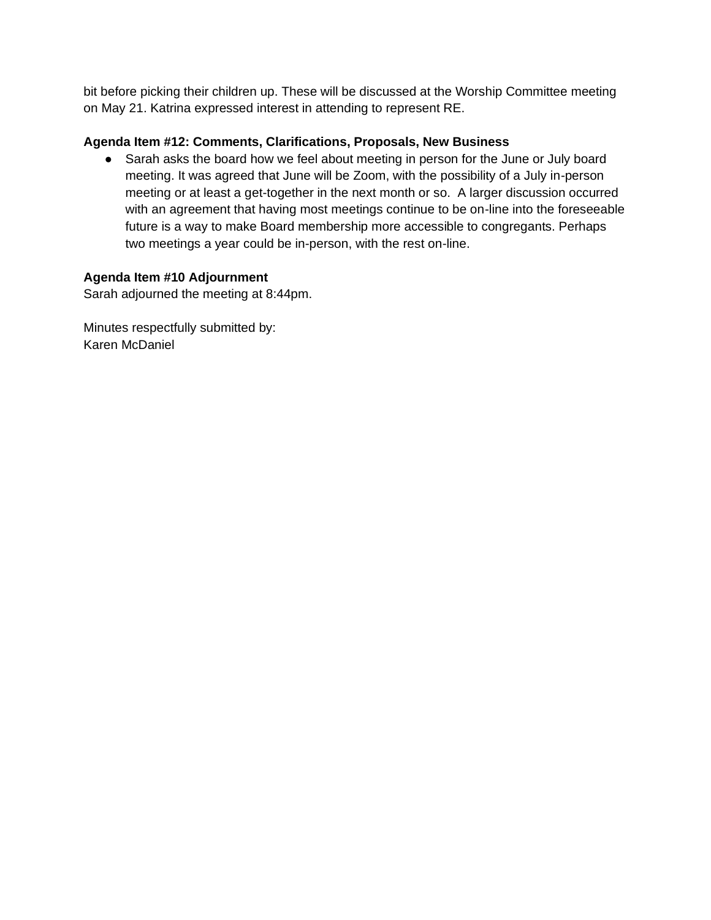bit before picking their children up. These will be discussed at the Worship Committee meeting on May 21. Katrina expressed interest in attending to represent RE.

**Agenda Item #12: Comments, Clarifications, Proposals, New Business**

- Sarah asks the board how we feel about meeting in person for the June or July board meeting. It was agreed that June will be Zoom, with the possibility of a July in-person meeting or at least a get-together in the next month or so. A larger discussion occurred with an agreement that having most meetings continue to be on-line into the foreseeable future is a way to make Board membership more accessible to congregants. Perhaps two meetings a year could be in-person, with the rest on-line.

**Agenda Item #10 Adjournment**

Sarah adjourned the meeting at 8:44pm.

Minutes respectfully submitted by:
Karen McDaniel